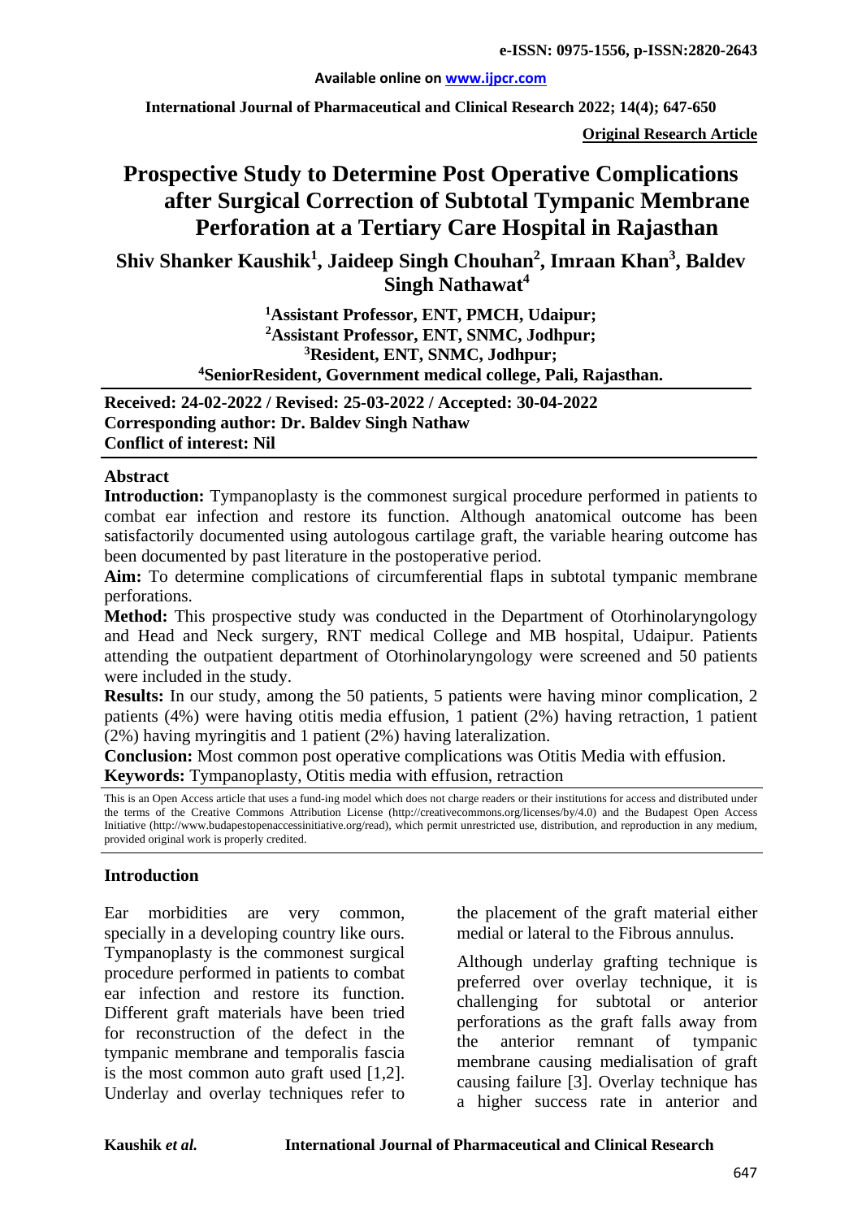**Original Research Article**

# Prospective Study to Determine Post Operative Complications after Surgical Correction of Subtotal Tympanic Membrane Perforation at a Tertiary Care Hospital in Rajasthan

**Shiv Shanker Kaushik[1], Jaideep Singh Chouhan[2], Imraan Khan[3], Baldev Singh Nathawat[4]**

[1]Assistant Professor, ENT, PMCH, Udaipur;
[2]Assistant Professor, ENT, SNMC, Jodhpur;
[3]Resident, ENT, SNMC, Jodhpur;
[4]SeniorResident, Government medical college, Pali, Rajasthan.

**Received: 24-02-2022 / Revised: 25-03-2022 / Accepted: 30-04-2022**
**Corresponding author: Dr. Baldev Singh Nathaw**
**Conflict of interest: Nil**

## Abstract

**Introduction:** Tympanoplasty is the commonest surgical procedure performed in patients to combat ear infection and restore its function. Although anatomical outcome has been satisfactorily documented using autologous cartilage graft, the variable hearing outcome has been documented by past literature in the postoperative period.

**Aim:** To determine complications of circumferential flaps in subtotal tympanic membrane perforations.

**Method:** This prospective study was conducted in the Department of Otorhinolaryngology and Head and Neck surgery, RNT medical College and MB hospital, Udaipur. Patients attending the outpatient department of Otorhinolaryngology were screened and 50 patients were included in the study.

**Results:** In our study, among the 50 patients, 5 patients were having minor complication, 2 patients (4%) were having otitis media effusion, 1 patient (2%) having retraction, 1 patient (2%) having myringitis and 1 patient (2%) having lateralization.

**Conclusion:** Most common post operative complications was Otitis Media with effusion.

**Keywords:** Tympanoplasty, Otitis media with effusion, retraction

This is an Open Access article that uses a fund-ing model which does not charge readers or their institutions for access and distributed under the terms of the Creative Commons Attribution License (http://creativecommons.org/licenses/by/4.0) and the Budapest Open Access Initiative (http://www.budapestopenaccessinitiative.org/read), which permit unrestricted use, distribution, and reproduction in any medium, provided original work is properly credited.

## Introduction

Ear morbidities are very common, specially in a developing country like ours. Tympanoplasty is the commonest surgical procedure performed in patients to combat ear infection and restore its function. Different graft materials have been tried for reconstruction of the defect in the tympanic membrane and temporalis fascia is the most common auto graft used [1,2]. Underlay and overlay techniques refer to the placement of the graft material either medial or lateral to the Fibrous annulus.

Although underlay grafting technique is preferred over overlay technique, it is challenging for subtotal or anterior perforations as the graft falls away from the anterior remnant of tympanic membrane causing medialisation of graft causing failure [3]. Overlay technique has a higher success rate in anterior and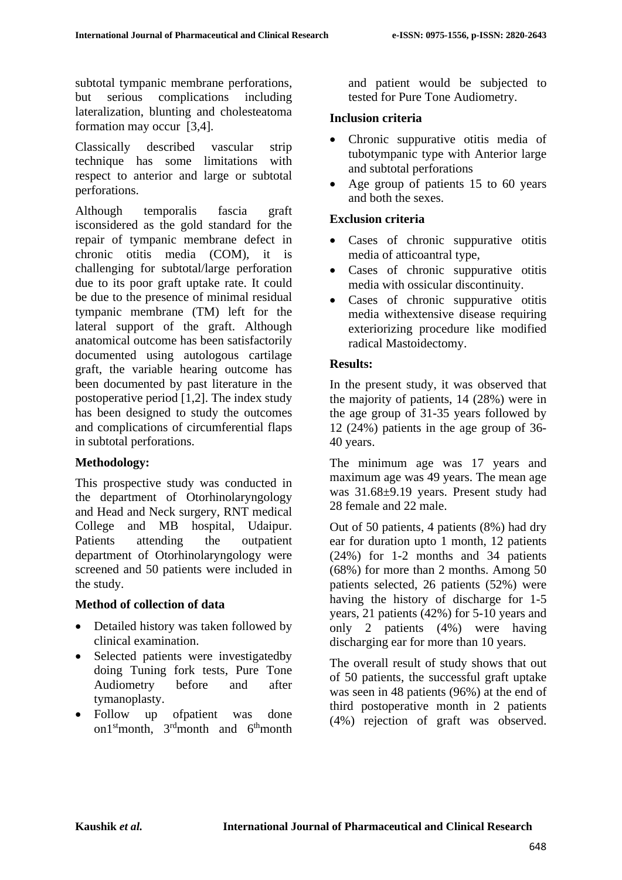subtotal tympanic membrane perforations, but serious complications including lateralization, blunting and cholesteatoma formation may occur [3,4].

Classically described vascular strip technique has some limitations with respect to anterior and large or subtotal perforations.

Although temporalis fascia graft isconsidered as the gold standard for the repair of tympanic membrane defect in chronic otitis media (COM), it is challenging for subtotal/large perforation due to its poor graft uptake rate. It could be due to the presence of minimal residual tympanic membrane (TM) left for the lateral support of the graft. Although anatomical outcome has been satisfactorily documented using autologous cartilage graft, the variable hearing outcome has been documented by past literature in the postoperative period [1,2]. The index study has been designed to study the outcomes and complications of circumferential flaps in subtotal perforations.

**Methodology:**

This prospective study was conducted in the department of Otorhinolaryngology and Head and Neck surgery, RNT medical College and MB hospital, Udaipur. Patients attending the outpatient department of Otorhinolaryngology were screened and 50 patients were included in the study.

**Method of collection of data**

- Detailed history was taken followed by clinical examination.
- Selected patients were investigatedby doing Tuning fork tests, Pure Tone Audiometry before and after tymanoplasty.
- Follow up ofpatient was done on1st month, 3rd month and 6th month and patient would be subjected to tested for Pure Tone Audiometry.

**Inclusion criteria**

- Chronic suppurative otitis media of tubotympanic type with Anterior large and subtotal perforations
- Age group of patients 15 to 60 years and both the sexes.

**Exclusion criteria**

- Cases of chronic suppurative otitis media of atticoantral type,
- Cases of chronic suppurative otitis media with ossicular discontinuity.
- Cases of chronic suppurative otitis media withextensive disease requiring exteriorizing procedure like modified radical Mastoidectomy.

**Results:**

In the present study, it was observed that the majority of patients, 14 (28%) were in the age group of 31-35 years followed by 12 (24%) patients in the age group of 36-40 years.

The minimum age was 17 years and maximum age was 49 years. The mean age was 31.68±9.19 years. Present study had 28 female and 22 male.

Out of 50 patients, 4 patients (8%) had dry ear for duration upto 1 month, 12 patients (24%) for 1-2 months and 34 patients (68%) for more than 2 months. Among 50 patients selected, 26 patients (52%) were having the history of discharge for 1-5 years, 21 patients (42%) for 5-10 years and only 2 patients (4%) were having discharging ear for more than 10 years.

The overall result of study shows that out of 50 patients, the successful graft uptake was seen in 48 patients (96%) at the end of third postoperative month in 2 patients (4%) rejection of graft was observed.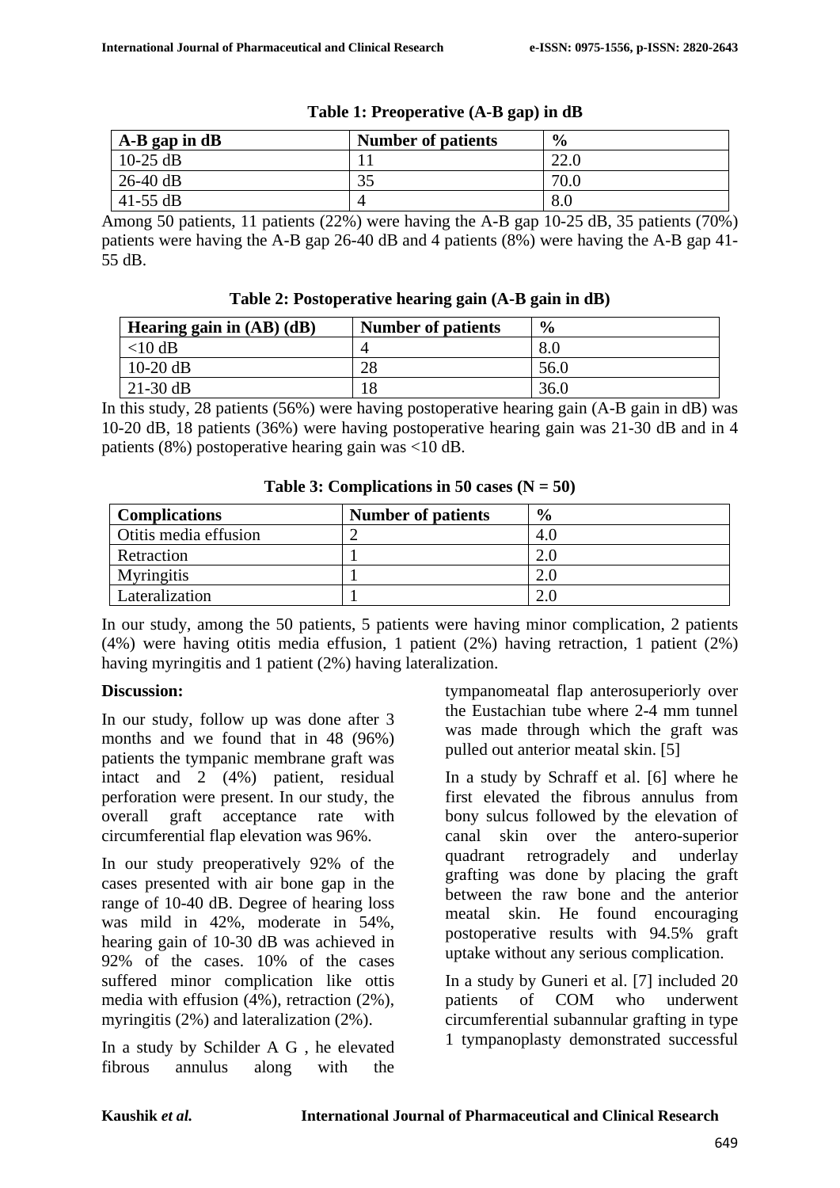**Table 1: Preoperative (A-B gap) in dB**

| A-B gap in dB | Number of patients | % |
|---|---|---|
| 10-25 dB | 11 | 22.0 |
| 26-40 dB | 35 | 70.0 |
| 41-55 dB | 4 | 8.0 |

Among 50 patients, 11 patients (22%) were having the A-B gap 10-25 dB, 35 patients (70%) patients were having the A-B gap 26-40 dB and 4 patients (8%) were having the A-B gap 41-55 dB.

**Table 2: Postoperative hearing gain (A-B gain in dB)**

| Hearing gain in (AB) (dB) | Number of patients | % |
|---|---|---|
| <10 dB | 4 | 8.0 |
| 10-20 dB | 28 | 56.0 |
| 21-30 dB | 18 | 36.0 |

In this study, 28 patients (56%) were having postoperative hearing gain (A-B gain in dB) was 10-20 dB, 18 patients (36%) were having postoperative hearing gain was 21-30 dB and in 4 patients (8%) postoperative hearing gain was <10 dB.

**Table 3: Complications in 50 cases (N = 50)**

| Complications | Number of patients | % |
|---|---|---|
| Otitis media effusion | 2 | 4.0 |
| Retraction | 1 | 2.0 |
| Myringitis | 1 | 2.0 |
| Lateralization | 1 | 2.0 |

In our study, among the 50 patients, 5 patients were having minor complication, 2 patients (4%) were having otitis media effusion, 1 patient (2%) having retraction, 1 patient (2%) having myringitis and 1 patient (2%) having lateralization.

**Discussion:**

In our study, follow up was done after 3 months and we found that in 48 (96%) patients the tympanic membrane graft was intact and 2 (4%) patient, residual perforation were present. In our study, the overall graft acceptance rate with circumferential flap elevation was 96%.

In our study preoperatively 92% of the cases presented with air bone gap in the range of 10-40 dB. Degree of hearing loss was mild in 42%, moderate in 54%, hearing gain of 10-30 dB was achieved in 92% of the cases. 10% of the cases suffered minor complication like ottis media with effusion (4%), retraction (2%), myringitis (2%) and lateralization (2%).

In a study by Schilder A G , he elevated fibrous annulus along with the tympanomeatal flap anterosuperiorly over the Eustachian tube where 2-4 mm tunnel was made through which the graft was pulled out anterior meatal skin. [5]

In a study by Schraff et al. [6] where he first elevated the fibrous annulus from bony sulcus followed by the elevation of canal skin over the antero-superior quadrant retrogradely and underlay grafting was done by placing the graft between the raw bone and the anterior meatal skin. He found encouraging postoperative results with 94.5% graft uptake without any serious complication.

In a study by Guneri et al. [7] included 20 patients of COM who underwent circumferential subannular grafting in type 1 tympanoplasty demonstrated successful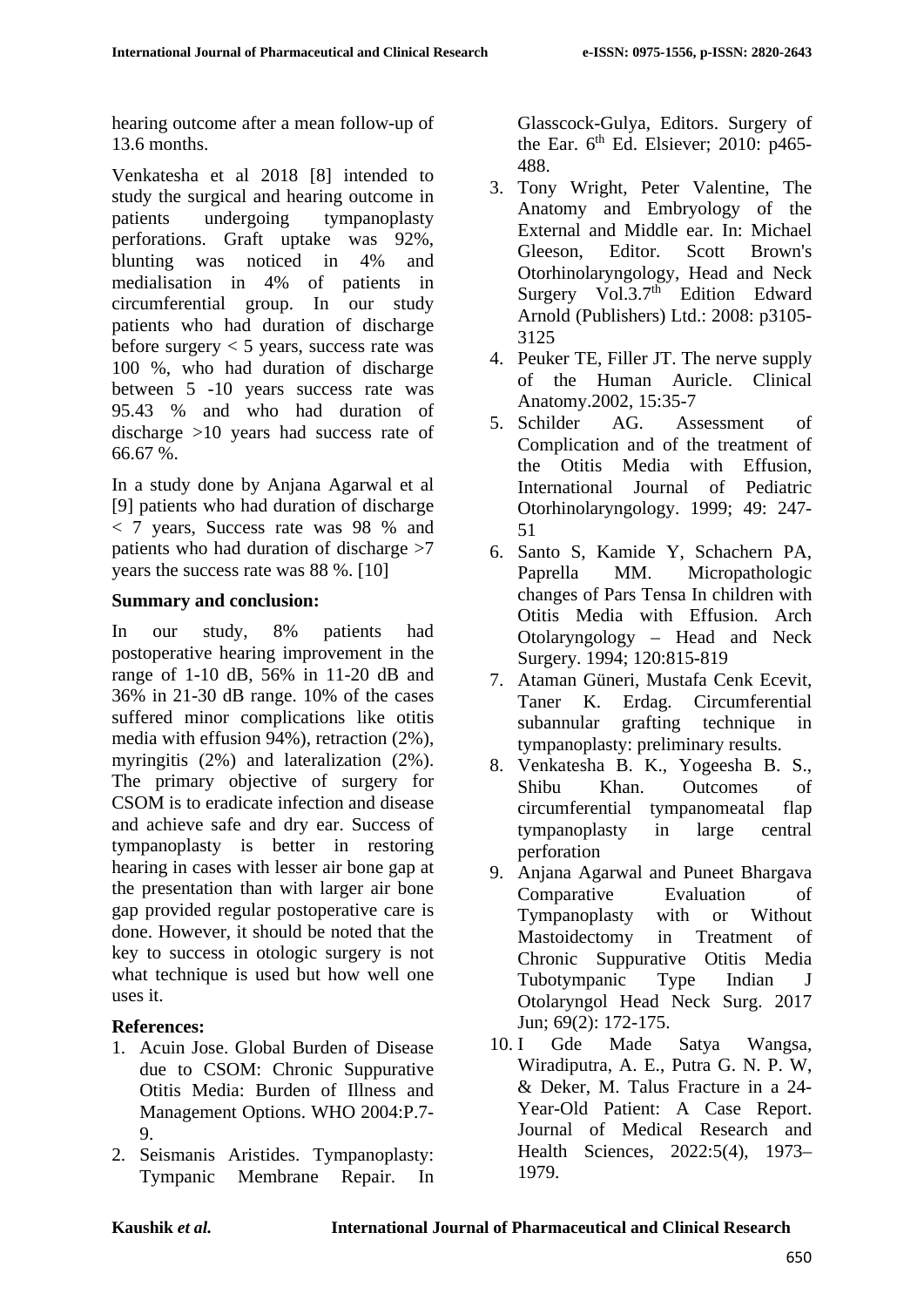hearing outcome after a mean follow-up of 13.6 months.

Venkatesha et al 2018 [8] intended to study the surgical and hearing outcome in patients undergoing tympanoplasty perforations. Graft uptake was 92%, blunting was noticed in 4% and medialisation in 4% of patients in circumferential group. In our study patients who had duration of discharge before surgery < 5 years, success rate was 100 %, who had duration of discharge between 5 -10 years success rate was 95.43 % and who had duration of discharge >10 years had success rate of 66.67 %.

In a study done by Anjana Agarwal et al [9] patients who had duration of discharge < 7 years, Success rate was 98 % and patients who had duration of discharge >7 years the success rate was 88 %. [10]

**Summary and conclusion:**

In our study, 8% patients had postoperative hearing improvement in the range of 1-10 dB, 56% in 11-20 dB and 36% in 21-30 dB range. 10% of the cases suffered minor complications like otitis media with effusion 94%), retraction (2%), myringitis (2%) and lateralization (2%). The primary objective of surgery for CSOM is to eradicate infection and disease and achieve safe and dry ear. Success of tympanoplasty is better in restoring hearing in cases with lesser air bone gap at the presentation than with larger air bone gap provided regular postoperative care is done. However, it should be noted that the key to success in otologic surgery is not what technique is used but how well one uses it.

**References:**

1. Acuin Jose. Global Burden of Disease due to CSOM: Chronic Suppurative Otitis Media: Burden of Illness and Management Options. WHO 2004:P.7-9.
2. Seismanis Aristides. Tympanoplasty: Tympanic Membrane Repair. In Glasscock-Gulya, Editors. Surgery of the Ear. 6th Ed. Elsiever; 2010: p465-488.
3. Tony Wright, Peter Valentine, The Anatomy and Embryology of the External and Middle ear. In: Michael Gleeson, Editor. Scott Brown's Otorhinolaryngology, Head and Neck Surgery Vol.3.7th Edition Edward Arnold (Publishers) Ltd.: 2008: p3105-3125
4. Peuker TE, Filler JT. The nerve supply of the Human Auricle. Clinical Anatomy.2002, 15:35-7
5. Schilder AG. Assessment of Complication and of the treatment of the Otitis Media with Effusion, International Journal of Pediatric Otorhinolaryngology. 1999; 49: 247-51
6. Santo S, Kamide Y, Schachern PA, Paprella MM. Micropathologic changes of Pars Tensa In children with Otitis Media with Effusion. Arch Otolaryngology – Head and Neck Surgery. 1994; 120:815-819
7. Ataman Güneri, Mustafa Cenk Ecevit, Taner K. Erdag. Circumferential subannular grafting technique in tympanoplasty: preliminary results.
8. Venkatesha B. K., Yogeesha B. S., Shibu Khan. Outcomes of circumferential tympanomeatal flap tympanoplasty in large central perforation
9. Anjana Agarwal and Puneet Bhargava Comparative Evaluation of Tympanoplasty with or Without Mastoidectomy in Treatment of Chronic Suppurative Otitis Media Tubotympanic Type Indian J Otolaryngol Head Neck Surg. 2017 Jun; 69(2): 172-175.
10. I Gde Made Satya Wangsa, Wiradiputra, A. E., Putra G. N. P. W, & Deker, M. Talus Fracture in a 24-Year-Old Patient: A Case Report. Journal of Medical Research and Health Sciences, 2022:5(4), 1973–1979.